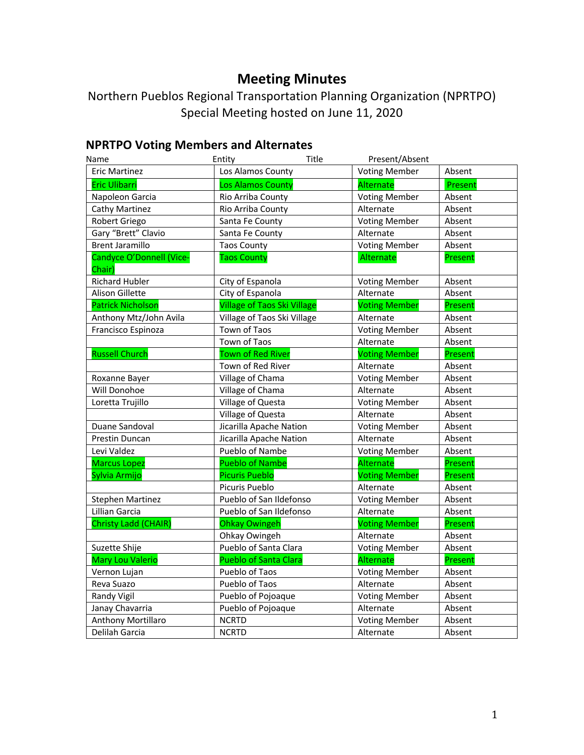# Meeting Minutes

Northern Pueblos Regional Transportation Planning Organization (NPRTPO)
Special Meeting hosted on June 11, 2020

## NPRTPO Voting Members and Alternates

| Name | Entity | Title | Present/Absent |
|---|---|---|---|
| Eric Martinez | Los Alamos County | Voting Member | Absent |
| Eric Ulibarri | Los Alamos County | Alternate | Present |
| Napoleon Garcia | Rio Arriba County | Voting Member | Absent |
| Cathy Martinez | Rio Arriba County | Alternate | Absent |
| Robert Griego | Santa Fe County | Voting Member | Absent |
| Gary "Brett" Clavio | Santa Fe County | Alternate | Absent |
| Brent Jaramillo | Taos County | Voting Member | Absent |
| Candyce O'Donnell (Vice-Chair) | Taos County | Alternate | Present |
| Richard Hubler | City of Espanola | Voting Member | Absent |
| Alison Gillette | City of Espanola | Alternate | Absent |
| Patrick Nicholson | Village of Taos Ski Village | Voting Member | Present |
| Anthony Mtz/John Avila | Village of Taos Ski Village | Alternate | Absent |
| Francisco Espinoza | Town of Taos | Voting Member | Absent |
| | Town of Taos | Alternate | Absent |
| Russell Church | Town of Red River | Voting Member | Present |
| | Town of Red River | Alternate | Absent |
| Roxanne Bayer | Village of Chama | Voting Member | Absent |
| Will Donohoe | Village of Chama | Alternate | Absent |
| Loretta Trujillo | Village of Questa | Voting Member | Absent |
| | Village of Questa | Alternate | Absent |
| Duane Sandoval | Jicarilla Apache Nation | Voting Member | Absent |
| Prestin Duncan | Jicarilla Apache Nation | Alternate | Absent |
| Levi Valdez | Pueblo of Nambe | Voting Member | Absent |
| Marcus Lopez | Pueblo of Nambe | Alternate | Present |
| Sylvia Armijo | Picuris Pueblo | Voting Member | Present |
| | Picuris Pueblo | Alternate | Absent |
| Stephen Martinez | Pueblo of San Ildefonso | Voting Member | Absent |
| Lillian Garcia | Pueblo of San Ildefonso | Alternate | Absent |
| Christy Ladd (CHAIR) | Ohkay Owingeh | Voting Member | Present |
| | Ohkay Owingeh | Alternate | Absent |
| Suzette Shije | Pueblo of Santa Clara | Voting Member | Absent |
| Mary Lou Valerio | Pueblo of Santa Clara | Alternate | Present |
| Vernon Lujan | Pueblo of Taos | Voting Member | Absent |
| Reva Suazo | Pueblo of Taos | Alternate | Absent |
| Randy Vigil | Pueblo of Pojoaque | Voting Member | Absent |
| Janay Chavarria | Pueblo of Pojoaque | Alternate | Absent |
| Anthony Mortillaro | NCRTD | Voting Member | Absent |
| Delilah Garcia | NCRTD | Alternate | Absent |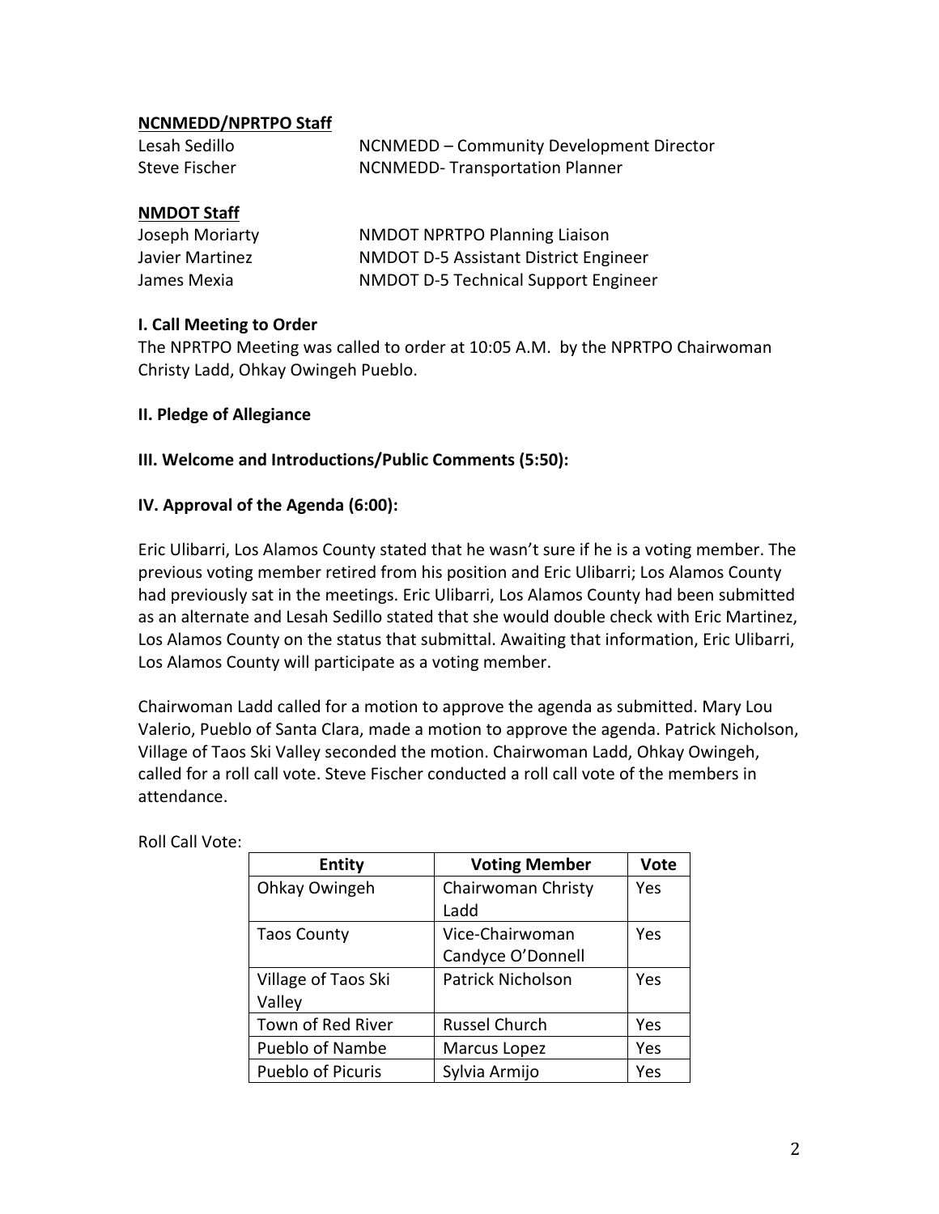**NCNMEDD/NPRTPO Staff**

| | |
|---|---|
| Lesah Sedillo | NCNMEDD – Community Development Director |
| Steve Fischer | NCNMEDD- Transportation Planner |

**NMDOT Staff**

| | |
|---|---|
| Joseph Moriarty | NMDOT NPRTPO Planning Liaison |
| Javier Martinez | NMDOT D-5 Assistant District Engineer |
| James Mexia | NMDOT D-5 Technical Support Engineer |

**I. Call Meeting to Order**

The NPRTPO Meeting was called to order at 10:05 A.M. by the NPRTPO Chairwoman Christy Ladd, Ohkay Owingeh Pueblo.

**II. Pledge of Allegiance**

**III. Welcome and Introductions/Public Comments (5:50):**

**IV. Approval of the Agenda (6:00):**

Eric Ulibarri, Los Alamos County stated that he wasn't sure if he is a voting member. The previous voting member retired from his position and Eric Ulibarri; Los Alamos County had previously sat in the meetings. Eric Ulibarri, Los Alamos County had been submitted as an alternate and Lesah Sedillo stated that she would double check with Eric Martinez, Los Alamos County on the status that submittal. Awaiting that information, Eric Ulibarri, Los Alamos County will participate as a voting member.

Chairwoman Ladd called for a motion to approve the agenda as submitted. Mary Lou Valerio, Pueblo of Santa Clara, made a motion to approve the agenda. Patrick Nicholson, Village of Taos Ski Valley seconded the motion. Chairwoman Ladd, Ohkay Owingeh, called for a roll call vote. Steve Fischer conducted a roll call vote of the members in attendance.

Roll Call Vote:

| Entity | Voting Member | Vote |
|---|---|---|
| Ohkay Owingeh | Chairwoman Christy Ladd | Yes |
| Taos County | Vice-Chairwoman Candyce O'Donnell | Yes |
| Village of Taos Ski Valley | Patrick Nicholson | Yes |
| Town of Red River | Russel Church | Yes |
| Pueblo of Nambe | Marcus Lopez | Yes |
| Pueblo of Picuris | Sylvia Armijo | Yes |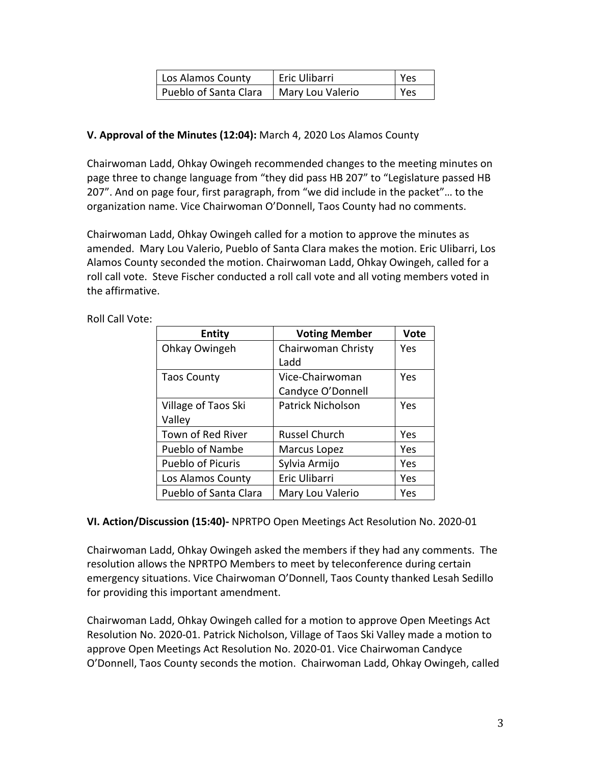| Los Alamos County | Eric Ulibarri | Yes |
|---|---|---|
| Pueblo of Santa Clara | Mary Lou Valerio | Yes |

**V. Approval of the Minutes (12:04):** March 4, 2020 Los Alamos County

Chairwoman Ladd, Ohkay Owingeh recommended changes to the meeting minutes on page three to change language from "they did pass HB 207" to "Legislature passed HB 207". And on page four, first paragraph, from "we did include in the packet"… to the organization name. Vice Chairwoman O'Donnell, Taos County had no comments.

Chairwoman Ladd, Ohkay Owingeh called for a motion to approve the minutes as amended. Mary Lou Valerio, Pueblo of Santa Clara makes the motion. Eric Ulibarri, Los Alamos County seconded the motion. Chairwoman Ladd, Ohkay Owingeh, called for a roll call vote. Steve Fischer conducted a roll call vote and all voting members voted in the affirmative.

Roll Call Vote:

| Entity | Voting Member | Vote |
|---|---|---|
| Ohkay Owingeh | Chairwoman Christy Ladd | Yes |
| Taos County | Vice-Chairwoman Candyce O'Donnell | Yes |
| Village of Taos Ski Valley | Patrick Nicholson | Yes |
| Town of Red River | Russel Church | Yes |
| Pueblo of Nambe | Marcus Lopez | Yes |
| Pueblo of Picuris | Sylvia Armijo | Yes |
| Los Alamos County | Eric Ulibarri | Yes |
| Pueblo of Santa Clara | Mary Lou Valerio | Yes |

**VI. Action/Discussion (15:40)-** NPRTPO Open Meetings Act Resolution No. 2020-01

Chairwoman Ladd, Ohkay Owingeh asked the members if they had any comments. The resolution allows the NPRTPO Members to meet by teleconference during certain emergency situations. Vice Chairwoman O'Donnell, Taos County thanked Lesah Sedillo for providing this important amendment.

Chairwoman Ladd, Ohkay Owingeh called for a motion to approve Open Meetings Act Resolution No. 2020-01. Patrick Nicholson, Village of Taos Ski Valley made a motion to approve Open Meetings Act Resolution No. 2020-01. Vice Chairwoman Candyce O'Donnell, Taos County seconds the motion. Chairwoman Ladd, Ohkay Owingeh, called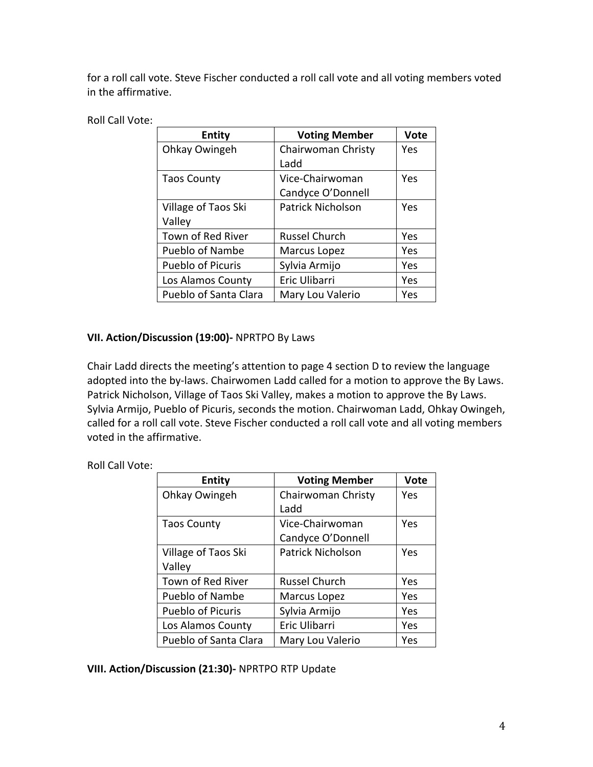for a roll call vote. Steve Fischer conducted a roll call vote and all voting members voted in the affirmative.

Roll Call Vote:

| Entity | Voting Member | Vote |
|---|---|---|
| Ohkay Owingeh | Chairwoman Christy Ladd | Yes |
| Taos County | Vice-Chairwoman Candyce O'Donnell | Yes |
| Village of Taos Ski Valley | Patrick Nicholson | Yes |
| Town of Red River | Russel Church | Yes |
| Pueblo of Nambe | Marcus Lopez | Yes |
| Pueblo of Picuris | Sylvia Armijo | Yes |
| Los Alamos County | Eric Ulibarri | Yes |
| Pueblo of Santa Clara | Mary Lou Valerio | Yes |

**VII. Action/Discussion (19:00)-** NPRTPO By Laws

Chair Ladd directs the meeting's attention to page 4 section D to review the language adopted into the by-laws. Chairwomen Ladd called for a motion to approve the By Laws. Patrick Nicholson, Village of Taos Ski Valley, makes a motion to approve the By Laws. Sylvia Armijo, Pueblo of Picuris, seconds the motion. Chairwoman Ladd, Ohkay Owingeh, called for a roll call vote. Steve Fischer conducted a roll call vote and all voting members voted in the affirmative.

Roll Call Vote:

| Entity | Voting Member | Vote |
|---|---|---|
| Ohkay Owingeh | Chairwoman Christy Ladd | Yes |
| Taos County | Vice-Chairwoman Candyce O'Donnell | Yes |
| Village of Taos Ski Valley | Patrick Nicholson | Yes |
| Town of Red River | Russel Church | Yes |
| Pueblo of Nambe | Marcus Lopez | Yes |
| Pueblo of Picuris | Sylvia Armijo | Yes |
| Los Alamos County | Eric Ulibarri | Yes |
| Pueblo of Santa Clara | Mary Lou Valerio | Yes |

**VIII. Action/Discussion (21:30)-** NPRTPO RTP Update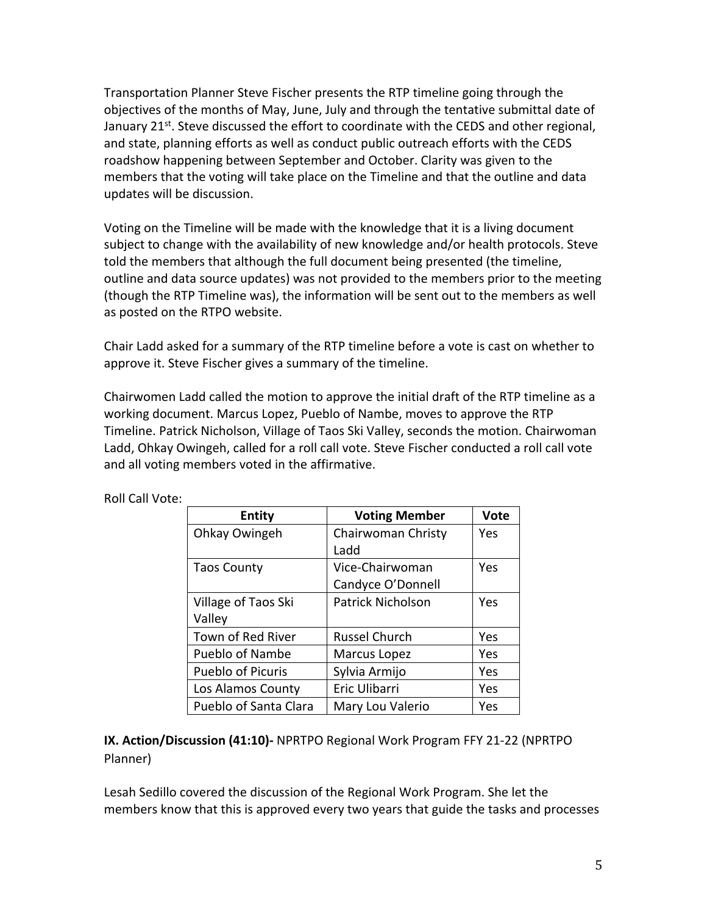Transportation Planner Steve Fischer presents the RTP timeline going through the objectives of the months of May, June, July and through the tentative submittal date of January 21st. Steve discussed the effort to coordinate with the CEDS and other regional, and state, planning efforts as well as conduct public outreach efforts with the CEDS roadshow happening between September and October. Clarity was given to the members that the voting will take place on the Timeline and that the outline and data updates will be discussion.

Voting on the Timeline will be made with the knowledge that it is a living document subject to change with the availability of new knowledge and/or health protocols. Steve told the members that although the full document being presented (the timeline, outline and data source updates) was not provided to the members prior to the meeting (though the RTP Timeline was), the information will be sent out to the members as well as posted on the RTPO website.

Chair Ladd asked for a summary of the RTP timeline before a vote is cast on whether to approve it. Steve Fischer gives a summary of the timeline.

Chairwomen Ladd called the motion to approve the initial draft of the RTP timeline as a working document. Marcus Lopez, Pueblo of Nambe, moves to approve the RTP Timeline. Patrick Nicholson, Village of Taos Ski Valley, seconds the motion. Chairwoman Ladd, Ohkay Owingeh, called for a roll call vote. Steve Fischer conducted a roll call vote and all voting members voted in the affirmative.

Roll Call Vote:

| Entity | Voting Member | Vote |
|---|---|---|
| Ohkay Owingeh | Chairwoman Christy Ladd | Yes |
| Taos County | Vice-Chairwoman Candyce O'Donnell | Yes |
| Village of Taos Ski Valley | Patrick Nicholson | Yes |
| Town of Red River | Russel Church | Yes |
| Pueblo of Nambe | Marcus Lopez | Yes |
| Pueblo of Picuris | Sylvia Armijo | Yes |
| Los Alamos County | Eric Ulibarri | Yes |
| Pueblo of Santa Clara | Mary Lou Valerio | Yes |

**IX. Action/Discussion (41:10)-** NPRTPO Regional Work Program FFY 21-22 (NPRTPO Planner)

Lesah Sedillo covered the discussion of the Regional Work Program. She let the members know that this is approved every two years that guide the tasks and processes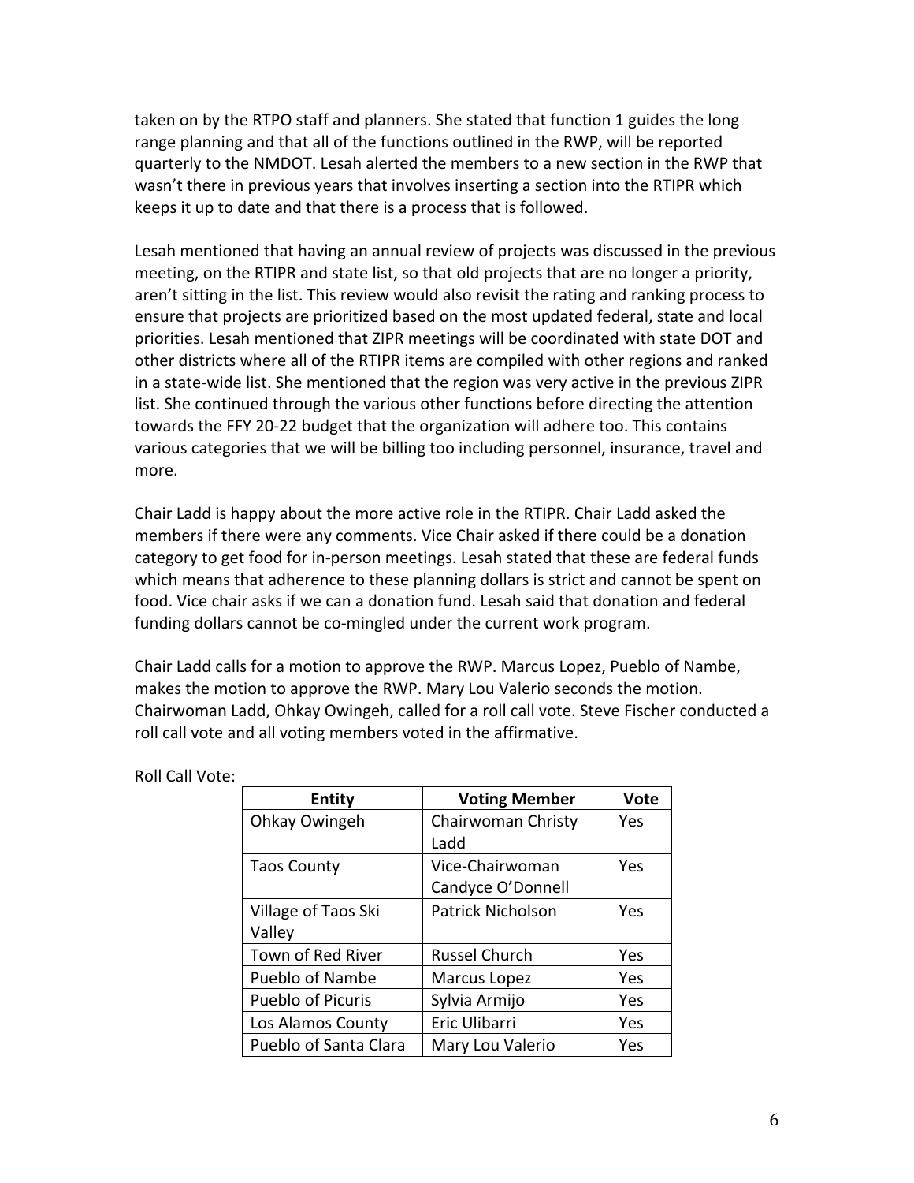taken on by the RTPO staff and planners. She stated that function 1 guides the long range planning and that all of the functions outlined in the RWP, will be reported quarterly to the NMDOT. Lesah alerted the members to a new section in the RWP that wasn't there in previous years that involves inserting a section into the RTIPR which keeps it up to date and that there is a process that is followed.

Lesah mentioned that having an annual review of projects was discussed in the previous meeting, on the RTIPR and state list, so that old projects that are no longer a priority, aren't sitting in the list. This review would also revisit the rating and ranking process to ensure that projects are prioritized based on the most updated federal, state and local priorities. Lesah mentioned that ZIPR meetings will be coordinated with state DOT and other districts where all of the RTIPR items are compiled with other regions and ranked in a state-wide list. She mentioned that the region was very active in the previous ZIPR list. She continued through the various other functions before directing the attention towards the FFY 20-22 budget that the organization will adhere too. This contains various categories that we will be billing too including personnel, insurance, travel and more.

Chair Ladd is happy about the more active role in the RTIPR. Chair Ladd asked the members if there were any comments. Vice Chair asked if there could be a donation category to get food for in-person meetings. Lesah stated that these are federal funds which means that adherence to these planning dollars is strict and cannot be spent on food. Vice chair asks if we can a donation fund. Lesah said that donation and federal funding dollars cannot be co-mingled under the current work program.

Chair Ladd calls for a motion to approve the RWP. Marcus Lopez, Pueblo of Nambe, makes the motion to approve the RWP. Mary Lou Valerio seconds the motion. Chairwoman Ladd, Ohkay Owingeh, called for a roll call vote. Steve Fischer conducted a roll call vote and all voting members voted in the affirmative.

Roll Call Vote:

| Entity | Voting Member | Vote |
|---|---|---|
| Ohkay Owingeh | Chairwoman Christy Ladd | Yes |
| Taos County | Vice-Chairwoman Candyce O'Donnell | Yes |
| Village of Taos Ski Valley | Patrick Nicholson | Yes |
| Town of Red River | Russel Church | Yes |
| Pueblo of Nambe | Marcus Lopez | Yes |
| Pueblo of Picuris | Sylvia Armijo | Yes |
| Los Alamos County | Eric Ulibarri | Yes |
| Pueblo of Santa Clara | Mary Lou Valerio | Yes |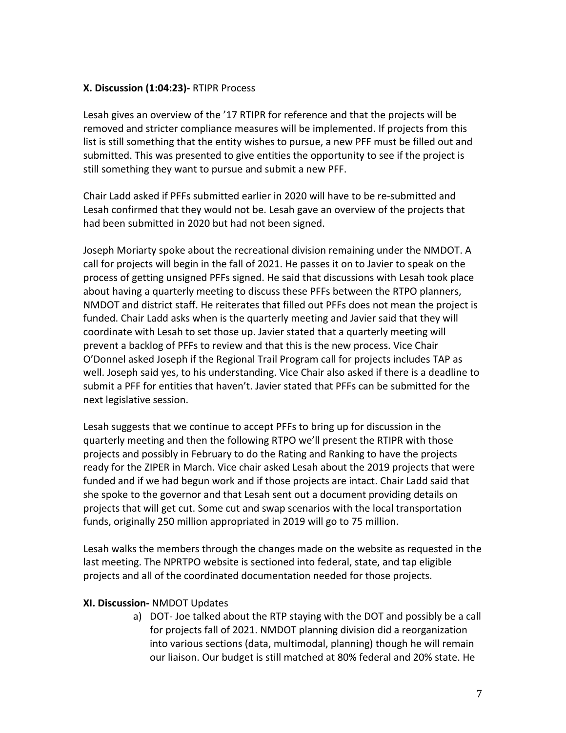**X. Discussion (1:04:23)-** RTIPR Process

Lesah gives an overview of the '17 RTIPR for reference and that the projects will be removed and stricter compliance measures will be implemented. If projects from this list is still something that the entity wishes to pursue, a new PFF must be filled out and submitted. This was presented to give entities the opportunity to see if the project is still something they want to pursue and submit a new PFF.

Chair Ladd asked if PFFs submitted earlier in 2020 will have to be re-submitted and Lesah confirmed that they would not be. Lesah gave an overview of the projects that had been submitted in 2020 but had not been signed.

Joseph Moriarty spoke about the recreational division remaining under the NMDOT. A call for projects will begin in the fall of 2021. He passes it on to Javier to speak on the process of getting unsigned PFFs signed. He said that discussions with Lesah took place about having a quarterly meeting to discuss these PFFs between the RTPO planners, NMDOT and district staff. He reiterates that filled out PFFs does not mean the project is funded. Chair Ladd asks when is the quarterly meeting and Javier said that they will coordinate with Lesah to set those up. Javier stated that a quarterly meeting will prevent a backlog of PFFs to review and that this is the new process. Vice Chair O'Donnel asked Joseph if the Regional Trail Program call for projects includes TAP as well. Joseph said yes, to his understanding. Vice Chair also asked if there is a deadline to submit a PFF for entities that haven't. Javier stated that PFFs can be submitted for the next legislative session.

Lesah suggests that we continue to accept PFFs to bring up for discussion in the quarterly meeting and then the following RTPO we'll present the RTIPR with those projects and possibly in February to do the Rating and Ranking to have the projects ready for the ZIPER in March. Vice chair asked Lesah about the 2019 projects that were funded and if we had begun work and if those projects are intact. Chair Ladd said that she spoke to the governor and that Lesah sent out a document providing details on projects that will get cut. Some cut and swap scenarios with the local transportation funds, originally 250 million appropriated in 2019 will go to 75 million.

Lesah walks the members through the changes made on the website as requested in the last meeting. The NPRTPO website is sectioned into federal, state, and tap eligible projects and all of the coordinated documentation needed for those projects.

**XI. Discussion-** NMDOT Updates

a) DOT- Joe talked about the RTP staying with the DOT and possibly be a call for projects fall of 2021. NMDOT planning division did a reorganization into various sections (data, multimodal, planning) though he will remain our liaison. Our budget is still matched at 80% federal and 20% state. He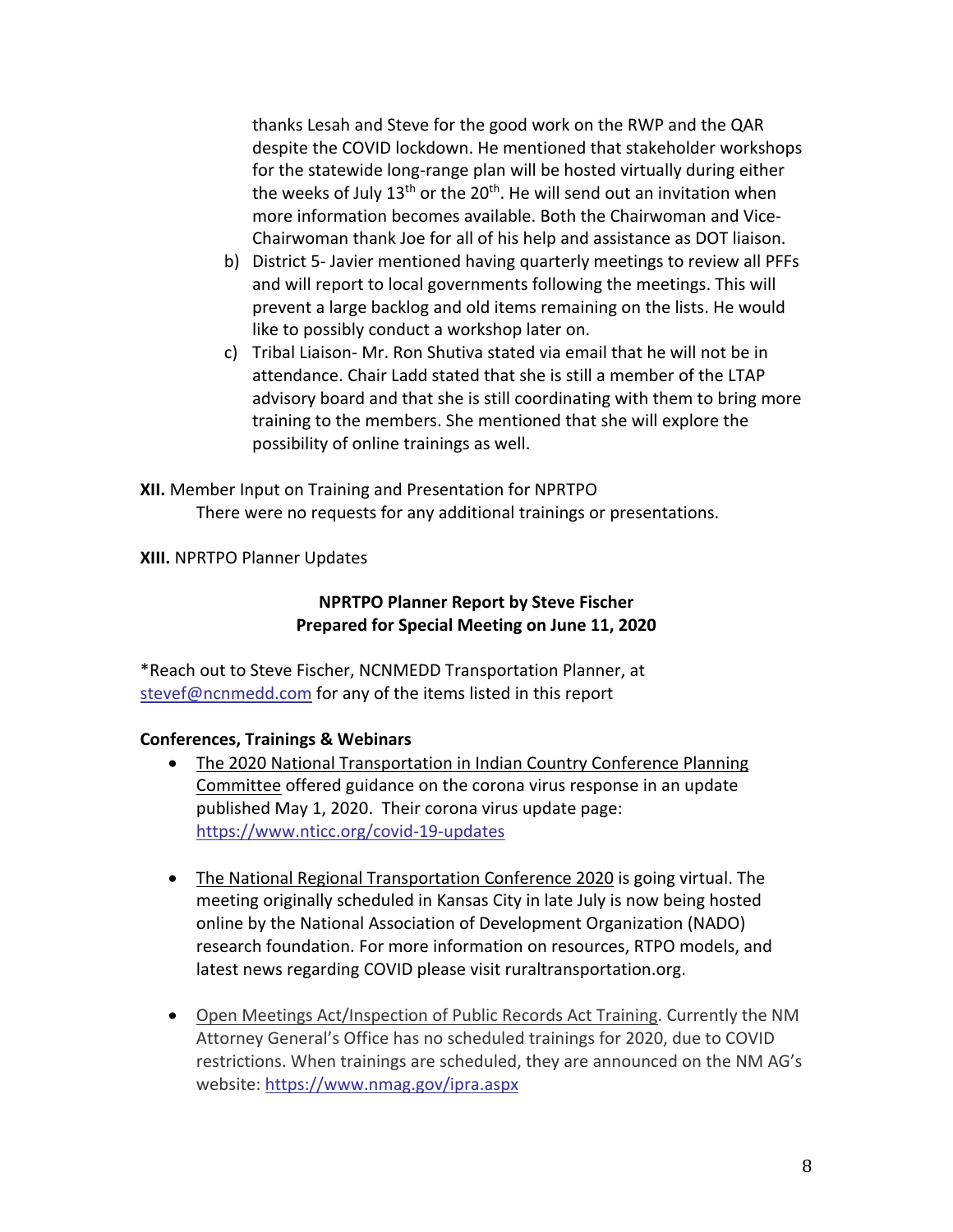thanks Lesah and Steve for the good work on the RWP and the QAR despite the COVID lockdown. He mentioned that stakeholder workshops for the statewide long-range plan will be hosted virtually during either the weeks of July 13th or the 20th. He will send out an invitation when more information becomes available. Both the Chairwoman and Vice-Chairwoman thank Joe for all of his help and assistance as DOT liaison.

b) District 5- Javier mentioned having quarterly meetings to review all PFFs and will report to local governments following the meetings. This will prevent a large backlog and old items remaining on the lists. He would like to possibly conduct a workshop later on.

c) Tribal Liaison- Mr. Ron Shutiva stated via email that he will not be in attendance. Chair Ladd stated that she is still a member of the LTAP advisory board and that she is still coordinating with them to bring more training to the members. She mentioned that she will explore the possibility of online trainings as well.

**XII.** Member Input on Training and Presentation for NPRTPO

There were no requests for any additional trainings or presentations.

**XIII.** NPRTPO Planner Updates

**NPRTPO Planner Report by Steve Fischer**
**Prepared for Special Meeting on June 11, 2020**

*Reach out to Steve Fischer, NCNMEDD Transportation Planner, at stevef@ncnmedd.com for any of the items listed in this report

**Conferences, Trainings & Webinars**

- The 2020 National Transportation in Indian Country Conference Planning Committee offered guidance on the corona virus response in an update published May 1, 2020. Their corona virus update page: https://www.nticc.org/covid-19-updates

- The National Regional Transportation Conference 2020 is going virtual. The meeting originally scheduled in Kansas City in late July is now being hosted online by the National Association of Development Organization (NADO) research foundation. For more information on resources, RTPO models, and latest news regarding COVID please visit ruraltransportation.org.

- Open Meetings Act/Inspection of Public Records Act Training. Currently the NM Attorney General's Office has no scheduled trainings for 2020, due to COVID restrictions. When trainings are scheduled, they are announced on the NM AG's website: https://www.nmag.gov/ipra.aspx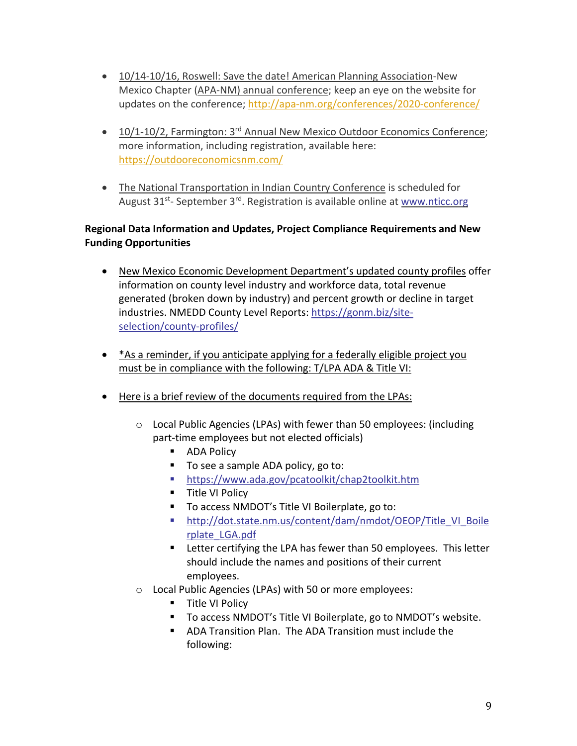- 10/14-10/16, Roswell: Save the date! American Planning Association-New Mexico Chapter (APA-NM) annual conference; keep an eye on the website for updates on the conference; http://apa-nm.org/conferences/2020-conference/

- 10/1-10/2, Farmington: 3rd Annual New Mexico Outdoor Economics Conference; more information, including registration, available here: https://outdooreconomicsnm.com/

- The National Transportation in Indian Country Conference is scheduled for August 31st- September 3rd. Registration is available online at www.nticc.org

**Regional Data Information and Updates, Project Compliance Requirements and New Funding Opportunities**

- New Mexico Economic Development Department's updated county profiles offer information on county level industry and workforce data, total revenue generated (broken down by industry) and percent growth or decline in target industries. NMEDD County Level Reports: https://gonm.biz/site-selection/county-profiles/

- *As a reminder, if you anticipate applying for a federally eligible project you must be in compliance with the following: T/LPA ADA & Title VI:

- Here is a brief review of the documents required from the LPAs:
  - Local Public Agencies (LPAs) with fewer than 50 employees: (including part-time employees but not elected officials)
    - ADA Policy
    - To see a sample ADA policy, go to:
    - https://www.ada.gov/pcatoolkit/chap2toolkit.htm
    - Title VI Policy
    - To access NMDOT's Title VI Boilerplate, go to:
    - http://dot.state.nm.us/content/dam/nmdot/OEOP/Title_VI_Boilerplate_LGA.pdf
    - Letter certifying the LPA has fewer than 50 employees. This letter should include the names and positions of their current employees.
  - Local Public Agencies (LPAs) with 50 or more employees:
    - Title VI Policy
    - To access NMDOT's Title VI Boilerplate, go to NMDOT's website.
    - ADA Transition Plan. The ADA Transition must include the following: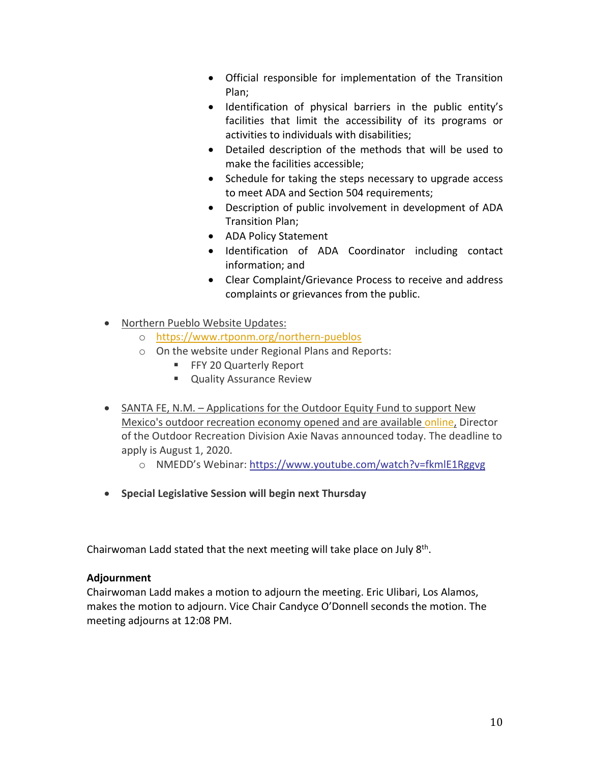- Official responsible for implementation of the Transition Plan;
    - Identification of physical barriers in the public entity's facilities that limit the accessibility of its programs or activities to individuals with disabilities;
    - Detailed description of the methods that will be used to make the facilities accessible;
    - Schedule for taking the steps necessary to upgrade access to meet ADA and Section 504 requirements;
    - Description of public involvement in development of ADA Transition Plan;
    - ADA Policy Statement
    - Identification of ADA Coordinator including contact information; and
    - Clear Complaint/Grievance Process to receive and address complaints or grievances from the public.

- Northern Pueblo Website Updates:
    - https://www.rtponm.org/northern-pueblos
    - On the website under Regional Plans and Reports:
        - FFY 20 Quarterly Report
        - Quality Assurance Review

- SANTA FE, N.M. – Applications for the Outdoor Equity Fund to support New Mexico's outdoor recreation economy opened and are available online, Director of the Outdoor Recreation Division Axie Navas announced today. The deadline to apply is August 1, 2020.
    - NMEDD's Webinar: https://www.youtube.com/watch?v=fkmlE1Rggvg

- **Special Legislative Session will begin next Thursday**

Chairwoman Ladd stated that the next meeting will take place on July 8th.

**Adjournment**

Chairwoman Ladd makes a motion to adjourn the meeting. Eric Ulibari, Los Alamos, makes the motion to adjourn. Vice Chair Candyce O'Donnell seconds the motion. The meeting adjourns at 12:08 PM.